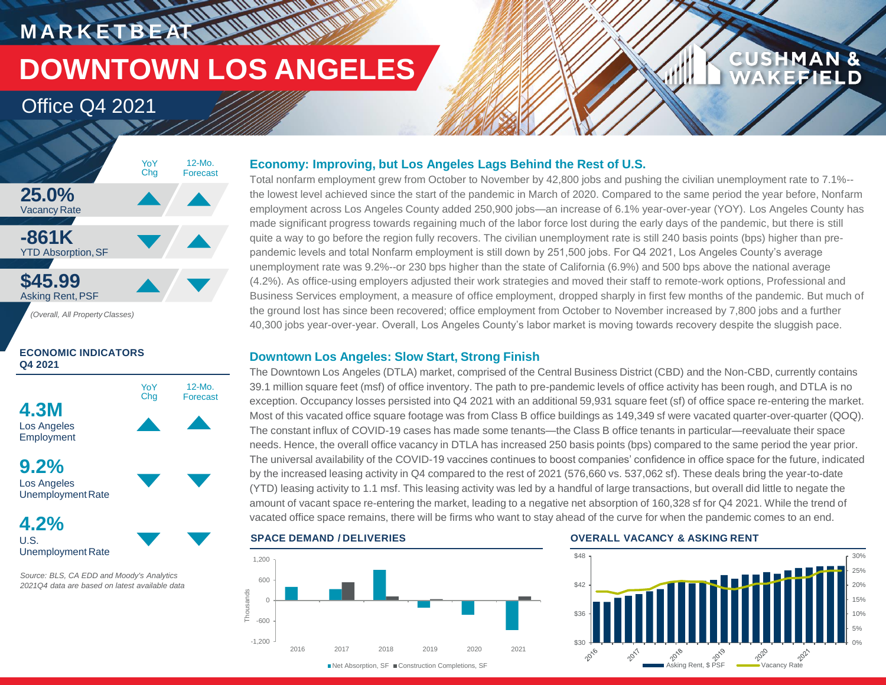# MARKETBEAT

# DOWNTOWN LOS ANGELES

## Office Q4 2021

| | YoY Chg | 12-Mo. Forecast |
|---|---|---|
| **25.0%** Vacancy Rate | ▲ | ▲ |
| **-861K** YTD Absorption, SF | ▼ | ▲ |
| **$45.99** Asking Rent, PSF | ▲ | ▼ |

*(Overall, All Property Classes)*

### ECONOMIC INDICATORS Q4 2021

| | YoY Chg | 12-Mo. Forecast |
|---|---|---|
| **4.3M** Los Angeles Employment | ▲ | ▲ |
| **9.2%** Los Angeles Unemployment Rate | ▼ | ▼ |
| **4.2%** U.S. Unemployment Rate | ▼ | ▼ |

*Source: BLS, CA EDD and Moody's Analytics 2021Q4 data are based on latest available data*

### Economy: Improving, but Los Angeles Lags Behind the Rest of U.S.

Total nonfarm employment grew from October to November by 42,800 jobs and pushing the civilian unemployment rate to 7.1%--the lowest level achieved since the start of the pandemic in March of 2020. Compared to the same period the year before, Nonfarm employment across Los Angeles County added 250,900 jobs—an increase of 6.1% year-over-year (YOY). Los Angeles County has made significant progress towards regaining much of the labor force lost during the early days of the pandemic, but there is still quite a way to go before the region fully recovers. The civilian unemployment rate is still 240 basis points (bps) higher than pre-pandemic levels and total Nonfarm employment is still down by 251,500 jobs. For Q4 2021, Los Angeles County's average unemployment rate was 9.2%--or 230 bps higher than the state of California (6.9%) and 500 bps above the national average (4.2%). As office-using employers adjusted their work strategies and moved their staff to remote-work options, Professional and Business Services employment, a measure of office employment, dropped sharply in first few months of the pandemic. But much of the ground lost has since been recovered; office employment from October to November increased by 7,800 jobs and a further 40,300 jobs year-over-year. Overall, Los Angeles County's labor market is moving towards recovery despite the sluggish pace.

### Downtown Los Angeles: Slow Start, Strong Finish

The Downtown Los Angeles (DTLA) market, comprised of the Central Business District (CBD) and the Non-CBD, currently contains 39.1 million square feet (msf) of office inventory. The path to pre-pandemic levels of office activity has been rough, and DTLA is no exception. Occupancy losses persisted into Q4 2021 with an additional 59,931 square feet (sf) of office space re-entering the market. Most of this vacated office square footage was from Class B office buildings as 149,349 sf were vacated quarter-over-quarter (QOQ). The constant influx of COVID-19 cases has made some tenants—the Class B office tenants in particular—reevaluate their space needs. Hence, the overall office vacancy in DTLA has increased 250 basis points (bps) compared to the same period the year prior. The universal availability of the COVID-19 vaccines continues to boost companies' confidence in office space for the future, indicated by the increased leasing activity in Q4 compared to the rest of 2021 (576,660 vs. 537,062 sf). These deals bring the year-to-date (YTD) leasing activity to 1.1 msf. This leasing activity was led by a handful of large transactions, but overall did little to negate the amount of vacant space re-entering the market, leading to a negative net absorption of 160,328 sf for Q4 2021. While the trend of vacated office space remains, there will be firms who want to stay ahead of the curve for when the pandemic comes to an end.

### SPACE DEMAND / DELIVERIES

Net Absorption, SF ■ Construction Completions, SF (Thousands; 2016–2021)

### OVERALL VACANCY & ASKING RENT

Asking Rent, $ PSF — Vacancy Rate (2016–2021)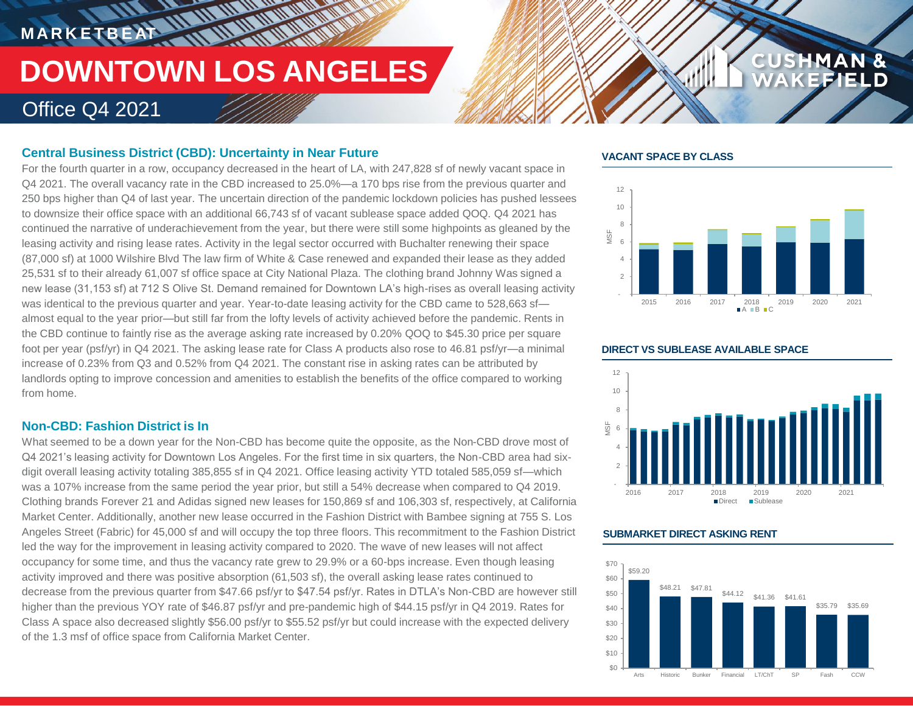MARKETBEAT

# DOWNTOWN LOS ANGELES

Office Q4 2021

## Central Business District (CBD): Uncertainty in Near Future

For the fourth quarter in a row, occupancy decreased in the heart of LA, with 247,828 sf of newly vacant space in Q4 2021. The overall vacancy rate in the CBD increased to 25.0%—a 170 bps rise from the previous quarter and 250 bps higher than Q4 of last year. The uncertain direction of the pandemic lockdown policies has pushed lessees to downsize their office space with an additional 66,743 sf of vacant sublease space added QOQ. Q4 2021 has continued the narrative of underachievement from the year, but there were still some highpoints as gleaned by the leasing activity and rising lease rates. Activity in the legal sector occurred with Buchalter renewing their space (87,000 sf) at 1000 Wilshire Blvd The law firm of White & Case renewed and expanded their lease as they added 25,531 sf to their already 61,007 sf office space at City National Plaza. The clothing brand Johnny Was signed a new lease (31,153 sf) at 712 S Olive St. Demand remained for Downtown LA's high-rises as overall leasing activity was identical to the previous quarter and year. Year-to-date leasing activity for the CBD came to 528,663 sf—almost equal to the year prior—but still far from the lofty levels of activity achieved before the pandemic. Rents in the CBD continue to faintly rise as the average asking rate increased by 0.20% QOQ to $45.30 price per square foot per year (psf/yr) in Q4 2021. The asking lease rate for Class A products also rose to 46.81 psf/yr—a minimal increase of 0.23% from Q3 and 0.52% from Q4 2021. The constant rise in asking rates can be attributed by landlords opting to improve concession and amenities to establish the benefits of the office compared to working from home.

## Non-CBD: Fashion District is In

What seemed to be a down year for the Non-CBD has become quite the opposite, as the Non-CBD drove most of Q4 2021's leasing activity for Downtown Los Angeles. For the first time in six quarters, the Non-CBD area had six-digit overall leasing activity totaling 385,855 sf in Q4 2021. Office leasing activity YTD totaled 585,059 sf—which was a 107% increase from the same period the year prior, but still a 54% decrease when compared to Q4 2019. Clothing brands Forever 21 and Adidas signed new leases for 150,869 sf and 106,303 sf, respectively, at California Market Center. Additionally, another new lease occurred in the Fashion District with Bambee signing at 755 S. Los Angeles Street (Fabric) for 45,000 sf and will occupy the top three floors. This recommitment to the Fashion District led the way for the improvement in leasing activity compared to 2020. The wave of new leases will not affect occupancy for some time, and thus the vacancy rate grew to 29.9% or a 60-bps increase. Even though leasing activity improved and there was positive absorption (61,503 sf), the overall asking lease rates continued to decrease from the previous quarter from $47.66 psf/yr to $47.54 psf/yr. Rates in DTLA's Non-CBD are however still higher than the previous YOY rate of $46.87 psf/yr and pre-pandemic high of $44.15 psf/yr in Q4 2019. Rates for Class A space also decreased slightly $56.00 psf/yr to $55.52 psf/yr but could increase with the expected delivery of the 1.3 msf of office space from California Market Center.

### VACANT SPACE BY CLASS

(Chart: MSF, 2015–2021; A, B, C)

### DIRECT VS SUBLEASE AVAILABLE SPACE

(Chart: MSF, 2016–2021; Direct, Sublease)

### SUBMARKET DIRECT ASKING RENT

| Arts | Historic | Bunker | Financial | LT/ChT | SP | Fash | CCW |
|---|---|---|---|---|---|---|---|
| $59.20 | $48.21 | $47.81 | $44.12 | $41.36 | $41.61 | $35.79 | $35.69 |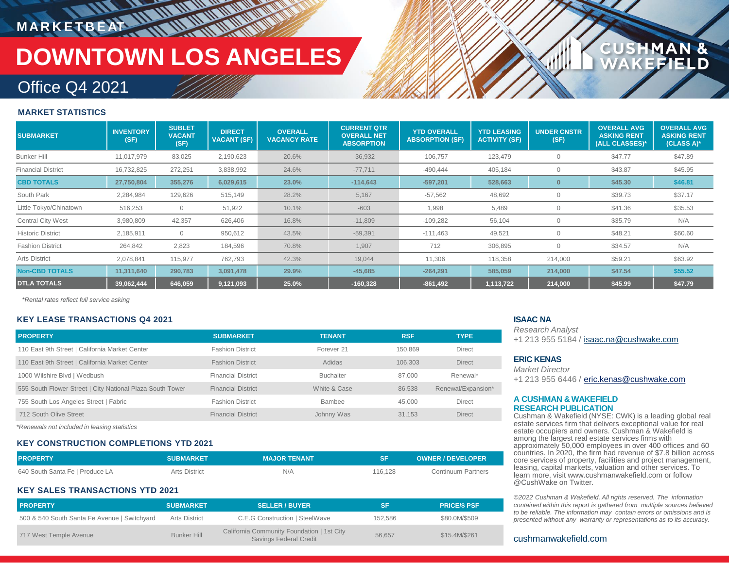MARKETBEAT

# DOWNTOWN LOS ANGELES

## Office Q4 2021

CUSHMAN & WAKEFIELD

### MARKET STATISTICS

| SUBMARKET | INVENTORY (SF) | SUBLET VACANT (SF) | DIRECT VACANT (SF) | OVERALL VACANCY RATE | CURRENT QTR OVERALL NET ABSORPTION | YTD OVERALL ABSORPTION (SF) | YTD LEASING ACTIVITY (SF) | UNDER CNSTR (SF) | OVERALL AVG ASKING RENT (ALL CLASSES)* | OVERALL AVG ASKING RENT (CLASS A)* |
|---|---|---|---|---|---|---|---|---|---|---|
| Bunker Hill | 11,017,979 | 83,025 | 2,190,623 | 20.6% | -36,932 | -106,757 | 123,479 | 0 | $47.77 | $47.89 |
| Financial District | 16,732,825 | 272,251 | 3,838,992 | 24.6% | -77,711 | -490,444 | 405,184 | 0 | $43.87 | $45.95 |
| **CBD TOTALS** | **27,750,804** | **355,276** | **6,029,615** | **23.0%** | **-114,643** | **-597,201** | **528,663** | **0** | **$45.30** | **$46.81** |
| South Park | 2,284,984 | 129,626 | 515,149 | 28.2% | 5,167 | -57,562 | 48,692 | 0 | $39.73 | $37.17 |
| Little Tokyo/Chinatown | 516,253 | 0 | 51,922 | 10.1% | -603 | 1,998 | 5,489 | 0 | $41.36 | $35.53 |
| Central City West | 3,980,809 | 42,357 | 626,406 | 16.8% | -11,809 | -109,282 | 56,104 | 0 | $35.79 | N/A |
| Historic District | 2,185,911 | 0 | 950,612 | 43.5% | -59,391 | -111,463 | 49,521 | 0 | $48.21 | $60.60 |
| Fashion District | 264,842 | 2,823 | 184,596 | 70.8% | 1,907 | 712 | 306,895 | 0 | $34.57 | N/A |
| Arts District | 2,078,841 | 115,977 | 762,793 | 42.3% | 19,044 | 11,306 | 118,358 | 214,000 | $59.21 | $63.92 |
| **Non-CBD TOTALS** | **11,311,640** | **290,783** | **3,091,478** | **29.9%** | **-45,685** | **-264,291** | **585,059** | **214,000** | **$47.54** | **$55.52** |
| **DTLA TOTALS** | **39,062,444** | **646,059** | **9,121,093** | **25.0%** | **-160,328** | **-861,492** | **1,113,722** | **214,000** | **$45.99** | **$47.79** |

*Rental rates reflect full service asking

### KEY LEASE TRANSACTIONS Q4 2021

| PROPERTY | SUBMARKET | TENANT | RSF | TYPE |
|---|---|---|---|---|
| 110 East 9th Street \| California Market Center | Fashion District | Forever 21 | 150,869 | Direct |
| 110 East 9th Street \| California Market Center | Fashion District | Adidas | 106,303 | Direct |
| 1000 Wilshire Blvd \| Wedbush | Financial District | Buchalter | 87,000 | Renewal* |
| 555 South Flower Street \| City National Plaza South Tower | Financial District | White & Case | 86,538 | Renewal/Expansion* |
| 755 South Los Angeles Street \| Fabric | Fashion District | Bambee | 45,000 | Direct |
| 712 South Olive Street | Financial District | Johnny Was | 31,153 | Direct |

*Renewals not included in leasing statistics

### KEY CONSTRUCTION COMPLETIONS YTD 2021

| PROPERTY | SUBMARKET | MAJOR TENANT | SF | OWNER / DEVELOPER |
|---|---|---|---|---|
| 640 South Santa Fe \| Produce LA | Arts District | N/A | 116,128 | Continuum Partners |

### KEY SALES TRANSACTIONS YTD 2021

| PROPERTY | SUBMARKET | SELLER / BUYER | SF | PRICE/$ PSF |
|---|---|---|---|---|
| 500 & 540 South Santa Fe Avenue \| Switchyard | Arts District | C.E.G Construction \| SteelWave | 152,586 | $80.0M/$509 |
| 717 West Temple Avenue | Bunker Hill | California Community Foundation \| 1st City Savings Federal Credit | 56,657 | $15.4M/$261 |

**ISAAC NA**
*Research Analyst*
+1 213 955 5184 / isaac.na@cushwake.com

**ERIC KENAS**
*Market Director*
+1 213 955 6446 / eric.kenas@cushwake.com

**A CUSHMAN & WAKEFIELD RESEARCH PUBLICATION**

Cushman & Wakefield (NYSE: CWK) is a leading global real estate services firm that delivers exceptional value for real estate occupiers and owners. Cushman & Wakefield is among the largest real estate services firms with approximately 50,000 employees in over 400 offices and 60 countries. In 2020, the firm had revenue of $7.8 billion across core services of property, facilities and project management, leasing, capital markets, valuation and other services. To learn more, visit www.cushmanwakefield.com or follow @CushWake on Twitter.

*©2022 Cushman & Wakefield. All rights reserved. The information contained within this report is gathered from multiple sources believed to be reliable. The information may contain errors or omissions and is presented without any warranty or representations as to its accuracy.*

cushmanwakefield.com